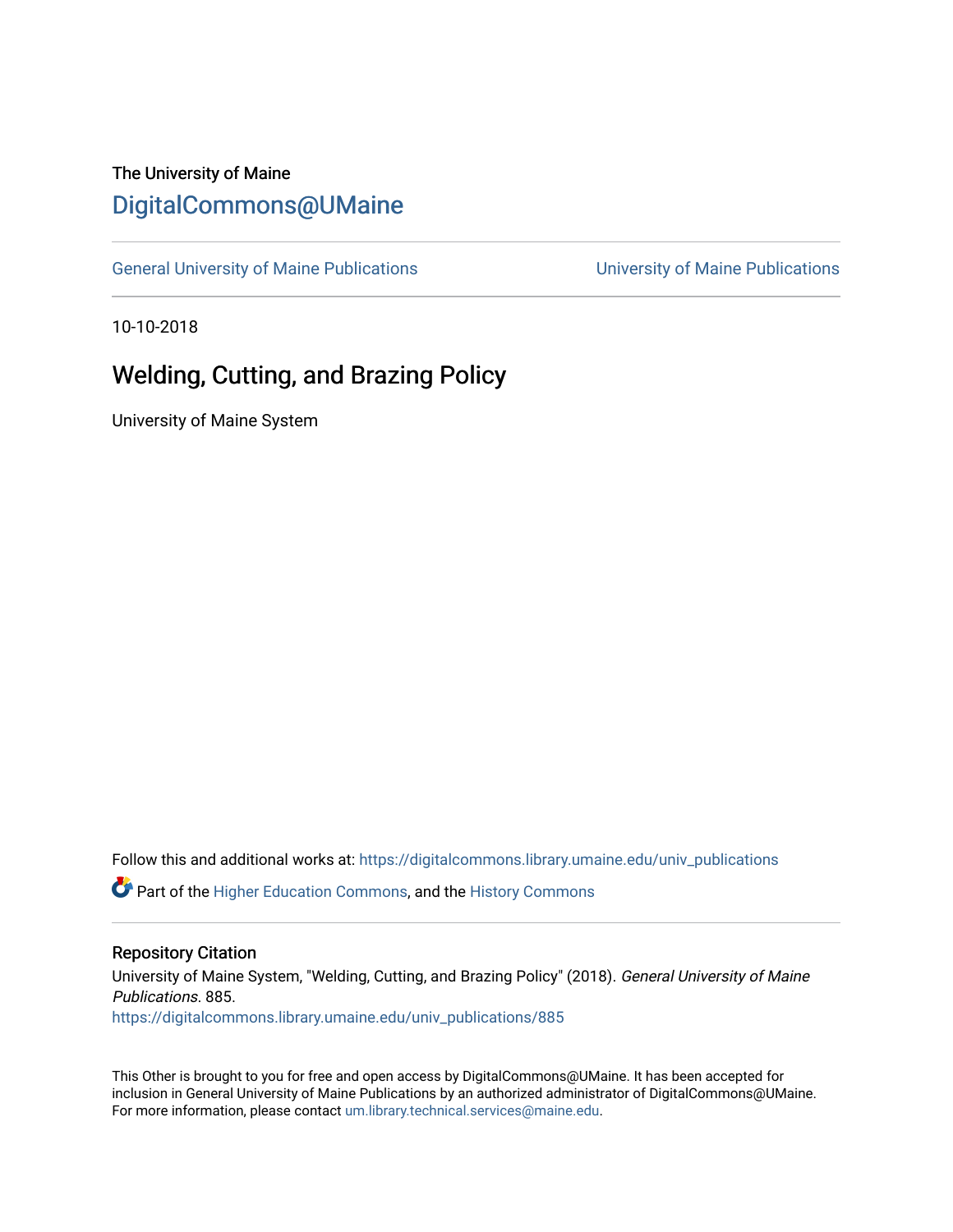The University of Maine

# DigitalCommons@UMaine

General University of Maine Publications | University of Maine Publications

10-10-2018

## Welding, Cutting, and Brazing Policy

University of Maine System

Follow this and additional works at: https://digitalcommons.library.umaine.edu/univ_publications

Part of the Higher Education Commons, and the History Commons

### Repository Citation

University of Maine System, "Welding, Cutting, and Brazing Policy" (2018). *General University of Maine Publications*. 885.
https://digitalcommons.library.umaine.edu/univ_publications/885

This Other is brought to you for free and open access by DigitalCommons@UMaine. It has been accepted for inclusion in General University of Maine Publications by an authorized administrator of DigitalCommons@UMaine. For more information, please contact um.library.technical.services@maine.edu.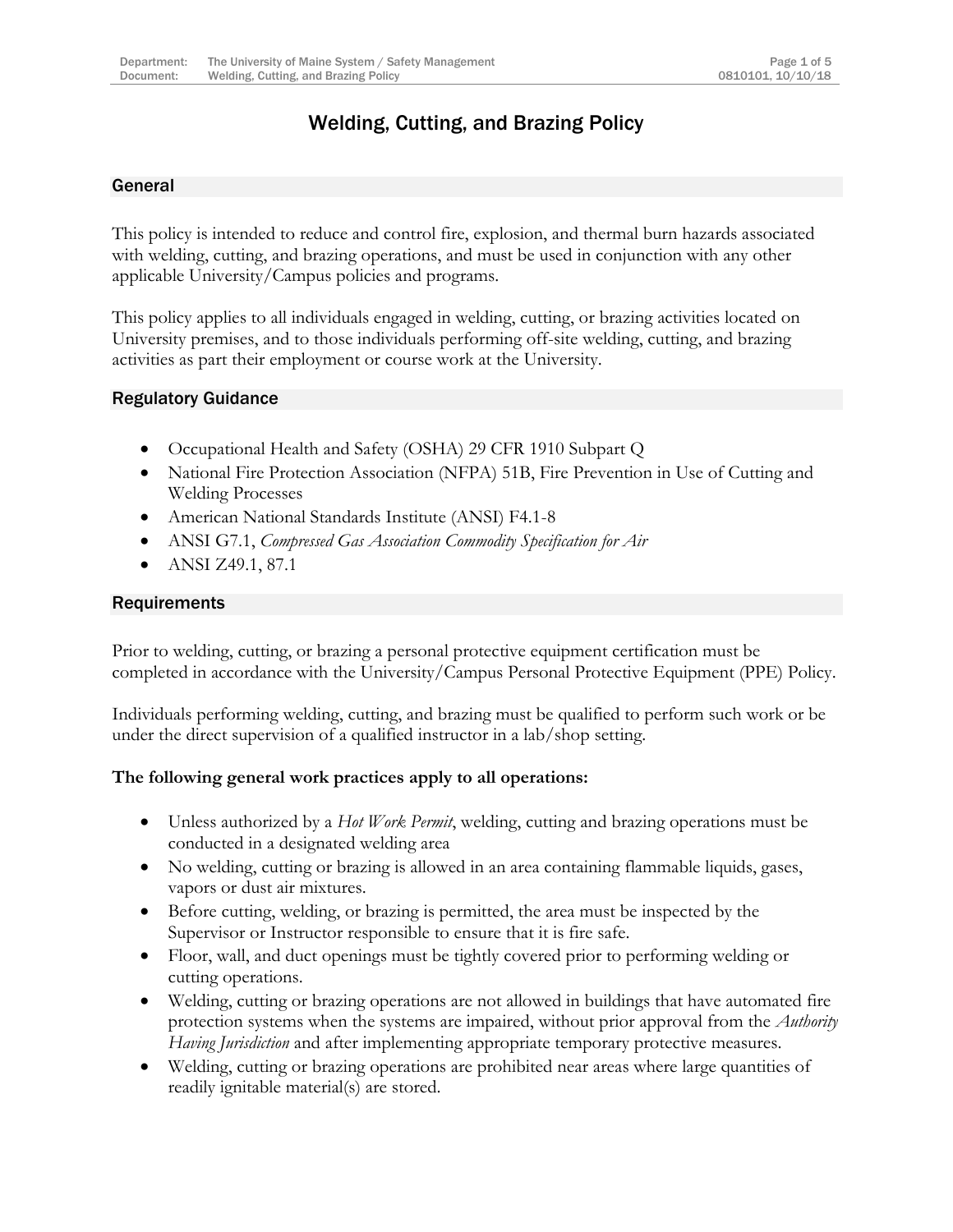# Welding, Cutting, and Brazing Policy

## General

This policy is intended to reduce and control fire, explosion, and thermal burn hazards associated with welding, cutting, and brazing operations, and must be used in conjunction with any other applicable University/Campus policies and programs.

This policy applies to all individuals engaged in welding, cutting, or brazing activities located on University premises, and to those individuals performing off-site welding, cutting, and brazing activities as part their employment or course work at the University.

## Regulatory Guidance

- Occupational Health and Safety (OSHA) 29 CFR 1910 Subpart Q
- National Fire Protection Association (NFPA) 51B, Fire Prevention in Use of Cutting and Welding Processes
- American National Standards Institute (ANSI) F4.1-8
- ANSI G7.1, *Compressed Gas Association Commodity Specification for Air*
- ANSI Z49.1, 87.1

## Requirements

Prior to welding, cutting, or brazing a personal protective equipment certification must be completed in accordance with the University/Campus Personal Protective Equipment (PPE) Policy.

Individuals performing welding, cutting, and brazing must be qualified to perform such work or be under the direct supervision of a qualified instructor in a lab/shop setting.

**The following general work practices apply to all operations:**

- Unless authorized by a *Hot Work Permit*, welding, cutting and brazing operations must be conducted in a designated welding area
- No welding, cutting or brazing is allowed in an area containing flammable liquids, gases, vapors or dust air mixtures.
- Before cutting, welding, or brazing is permitted, the area must be inspected by the Supervisor or Instructor responsible to ensure that it is fire safe.
- Floor, wall, and duct openings must be tightly covered prior to performing welding or cutting operations.
- Welding, cutting or brazing operations are not allowed in buildings that have automated fire protection systems when the systems are impaired, without prior approval from the *Authority Having Jurisdiction* and after implementing appropriate temporary protective measures.
- Welding, cutting or brazing operations are prohibited near areas where large quantities of readily ignitable material(s) are stored.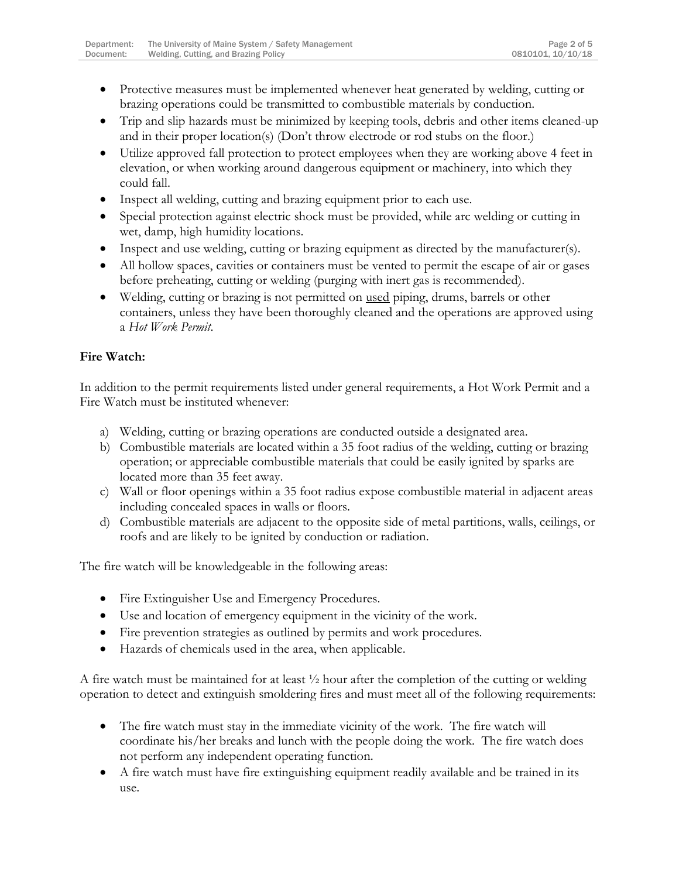- Protective measures must be implemented whenever heat generated by welding, cutting or brazing operations could be transmitted to combustible materials by conduction.
- Trip and slip hazards must be minimized by keeping tools, debris and other items cleaned-up and in their proper location(s) (Don't throw electrode or rod stubs on the floor.)
- Utilize approved fall protection to protect employees when they are working above 4 feet in elevation, or when working around dangerous equipment or machinery, into which they could fall.
- Inspect all welding, cutting and brazing equipment prior to each use.
- Special protection against electric shock must be provided, while arc welding or cutting in wet, damp, high humidity locations.
- Inspect and use welding, cutting or brazing equipment as directed by the manufacturer(s).
- All hollow spaces, cavities or containers must be vented to permit the escape of air or gases before preheating, cutting or welding (purging with inert gas is recommended).
- Welding, cutting or brazing is not permitted on <u>used</u> piping, drums, barrels or other containers, unless they have been thoroughly cleaned and the operations are approved using a *Hot Work Permit*.

**Fire Watch:**

In addition to the permit requirements listed under general requirements, a Hot Work Permit and a Fire Watch must be instituted whenever:

a) Welding, cutting or brazing operations are conducted outside a designated area.
b) Combustible materials are located within a 35 foot radius of the welding, cutting or brazing operation; or appreciable combustible materials that could be easily ignited by sparks are located more than 35 feet away.
c) Wall or floor openings within a 35 foot radius expose combustible material in adjacent areas including concealed spaces in walls or floors.
d) Combustible materials are adjacent to the opposite side of metal partitions, walls, ceilings, or roofs and are likely to be ignited by conduction or radiation.

The fire watch will be knowledgeable in the following areas:

- Fire Extinguisher Use and Emergency Procedures.
- Use and location of emergency equipment in the vicinity of the work.
- Fire prevention strategies as outlined by permits and work procedures.
- Hazards of chemicals used in the area, when applicable.

A fire watch must be maintained for at least ½ hour after the completion of the cutting or welding operation to detect and extinguish smoldering fires and must meet all of the following requirements:

- The fire watch must stay in the immediate vicinity of the work. The fire watch will coordinate his/her breaks and lunch with the people doing the work. The fire watch does not perform any independent operating function.
- A fire watch must have fire extinguishing equipment readily available and be trained in its use.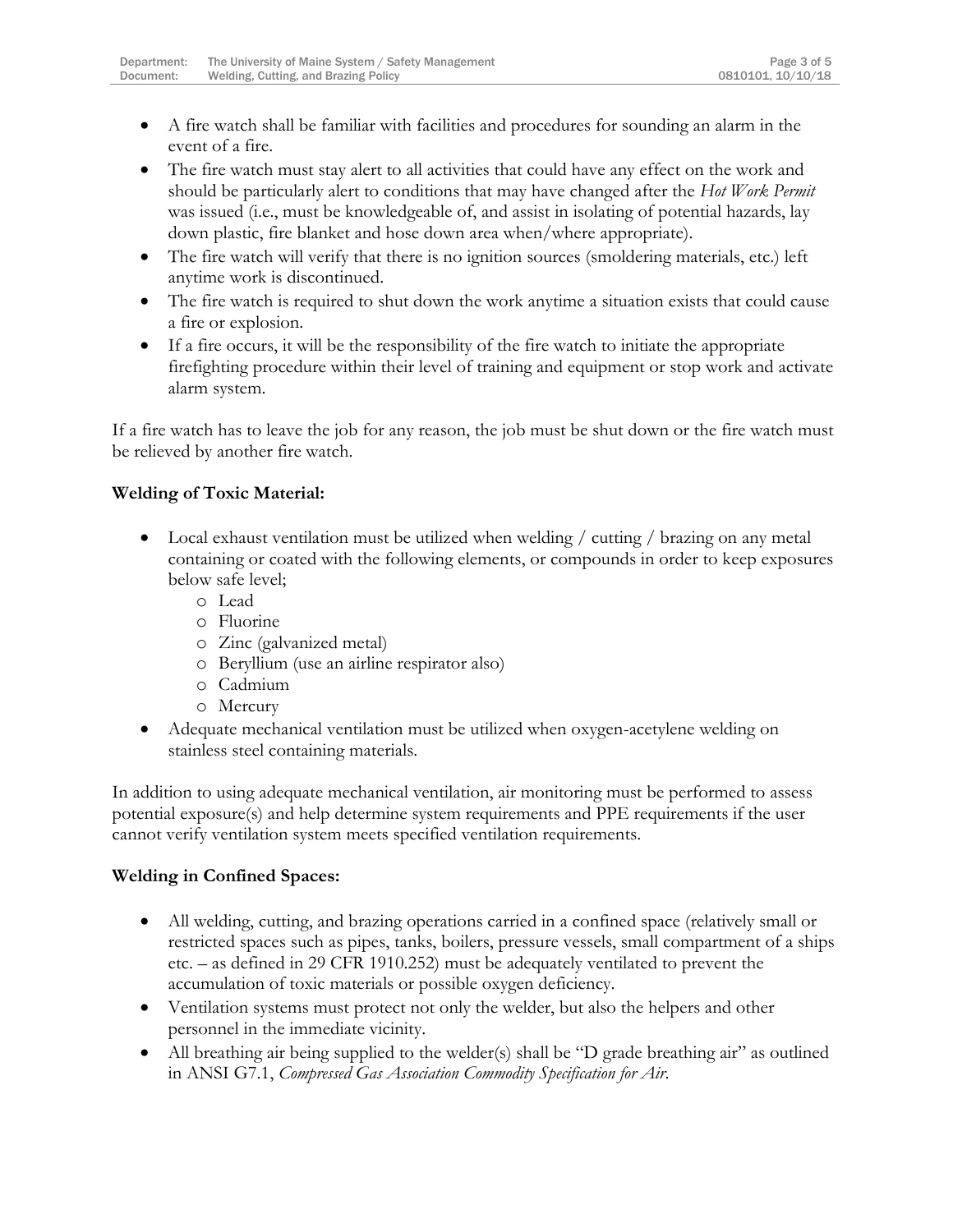- A fire watch shall be familiar with facilities and procedures for sounding an alarm in the event of a fire.
- The fire watch must stay alert to all activities that could have any effect on the work and should be particularly alert to conditions that may have changed after the *Hot Work Permit* was issued (i.e., must be knowledgeable of, and assist in isolating of potential hazards, lay down plastic, fire blanket and hose down area when/where appropriate).
- The fire watch will verify that there is no ignition sources (smoldering materials, etc.) left anytime work is discontinued.
- The fire watch is required to shut down the work anytime a situation exists that could cause a fire or explosion.
- If a fire occurs, it will be the responsibility of the fire watch to initiate the appropriate firefighting procedure within their level of training and equipment or stop work and activate alarm system.

If a fire watch has to leave the job for any reason, the job must be shut down or the fire watch must be relieved by another fire watch.

**Welding of Toxic Material:**

- Local exhaust ventilation must be utilized when welding / cutting / brazing on any metal containing or coated with the following elements, or compounds in order to keep exposures below safe level;
    - Lead
    - Fluorine
    - Zinc (galvanized metal)
    - Beryllium (use an airline respirator also)
    - Cadmium
    - Mercury
- Adequate mechanical ventilation must be utilized when oxygen-acetylene welding on stainless steel containing materials.

In addition to using adequate mechanical ventilation, air monitoring must be performed to assess potential exposure(s) and help determine system requirements and PPE requirements if the user cannot verify ventilation system meets specified ventilation requirements.

**Welding in Confined Spaces:**

- All welding, cutting, and brazing operations carried in a confined space (relatively small or restricted spaces such as pipes, tanks, boilers, pressure vessels, small compartment of a ships etc. – as defined in 29 CFR 1910.252) must be adequately ventilated to prevent the accumulation of toxic materials or possible oxygen deficiency.
- Ventilation systems must protect not only the welder, but also the helpers and other personnel in the immediate vicinity.
- All breathing air being supplied to the welder(s) shall be "D grade breathing air" as outlined in ANSI G7.1, *Compressed Gas Association Commodity Specification for Air*.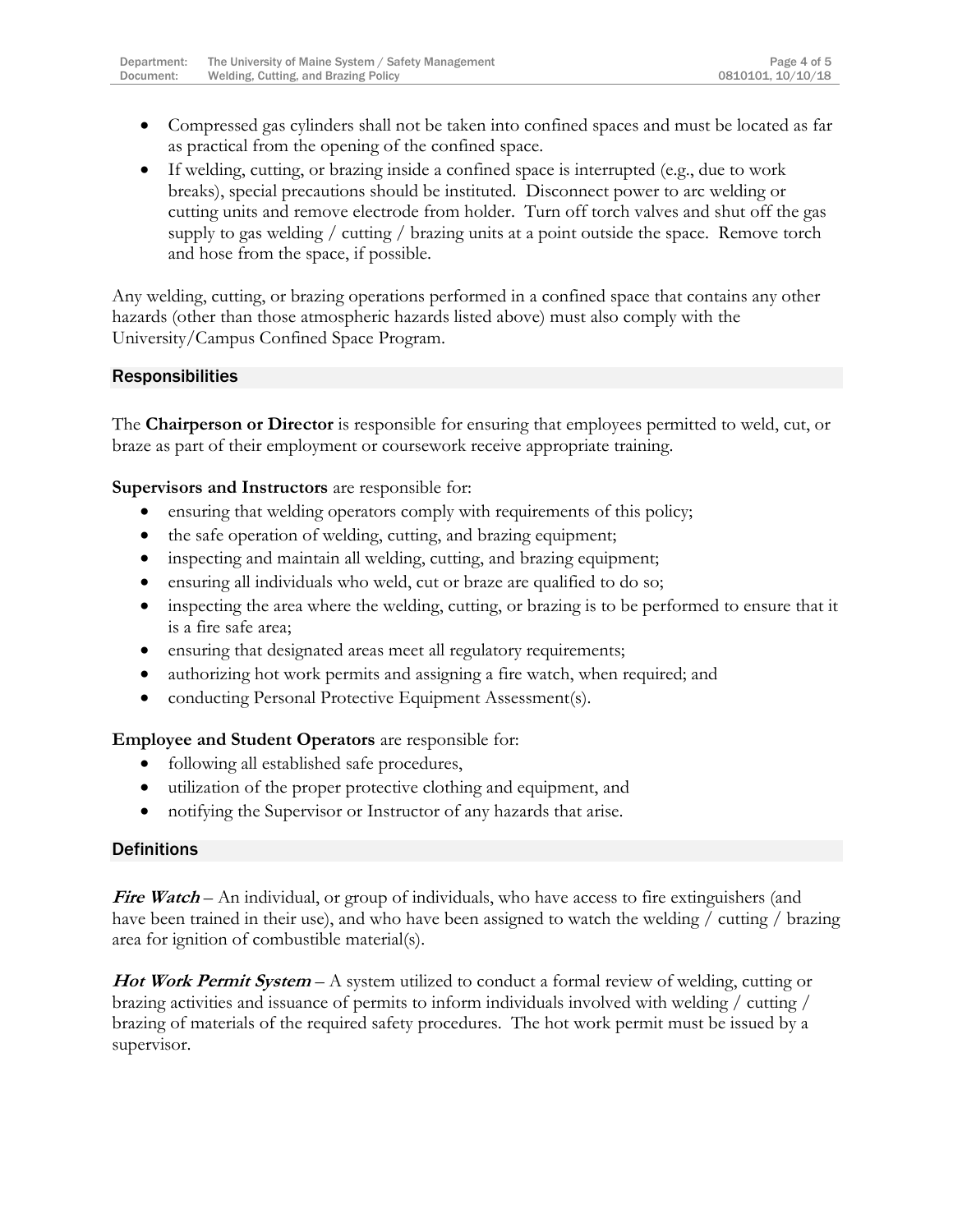- Compressed gas cylinders shall not be taken into confined spaces and must be located as far as practical from the opening of the confined space.
- If welding, cutting, or brazing inside a confined space is interrupted (e.g., due to work breaks), special precautions should be instituted. Disconnect power to arc welding or cutting units and remove electrode from holder. Turn off torch valves and shut off the gas supply to gas welding / cutting / brazing units at a point outside the space. Remove torch and hose from the space, if possible.

Any welding, cutting, or brazing operations performed in a confined space that contains any other hazards (other than those atmospheric hazards listed above) must also comply with the University/Campus Confined Space Program.

## Responsibilities

The **Chairperson or Director** is responsible for ensuring that employees permitted to weld, cut, or braze as part of their employment or coursework receive appropriate training.

**Supervisors and Instructors** are responsible for:

- ensuring that welding operators comply with requirements of this policy;
- the safe operation of welding, cutting, and brazing equipment;
- inspecting and maintain all welding, cutting, and brazing equipment;
- ensuring all individuals who weld, cut or braze are qualified to do so;
- inspecting the area where the welding, cutting, or brazing is to be performed to ensure that it is a fire safe area;
- ensuring that designated areas meet all regulatory requirements;
- authorizing hot work permits and assigning a fire watch, when required; and
- conducting Personal Protective Equipment Assessment(s).

**Employee and Student Operators** are responsible for:

- following all established safe procedures,
- utilization of the proper protective clothing and equipment, and
- notifying the Supervisor or Instructor of any hazards that arise.

## Definitions

***Fire Watch*** – An individual, or group of individuals, who have access to fire extinguishers (and have been trained in their use), and who have been assigned to watch the welding / cutting / brazing area for ignition of combustible material(s).

***Hot Work Permit System*** – A system utilized to conduct a formal review of welding, cutting or brazing activities and issuance of permits to inform individuals involved with welding / cutting / brazing of materials of the required safety procedures. The hot work permit must be issued by a supervisor.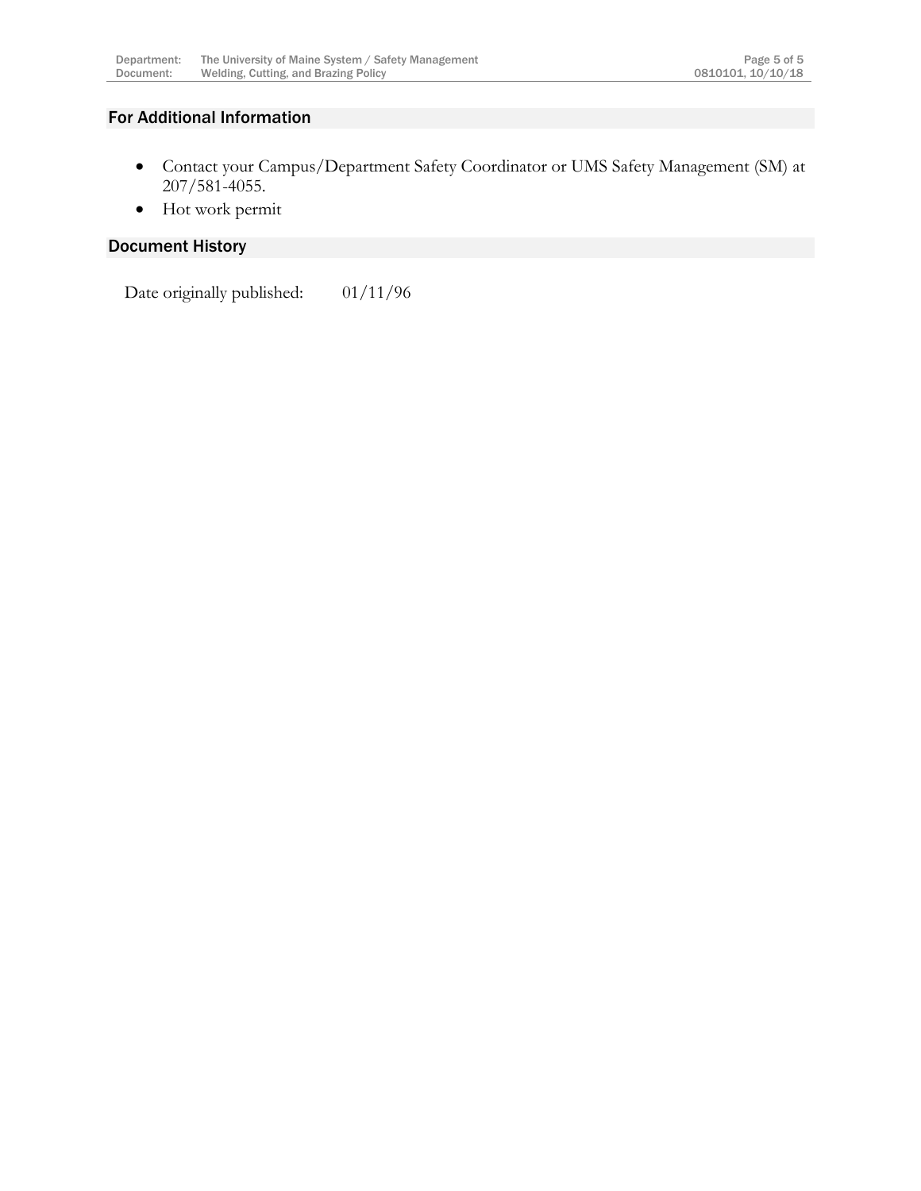## For Additional Information

- Contact your Campus/Department Safety Coordinator or UMS Safety Management (SM) at 207/581-4055.
- Hot work permit

## Document History

Date originally published: 01/11/96